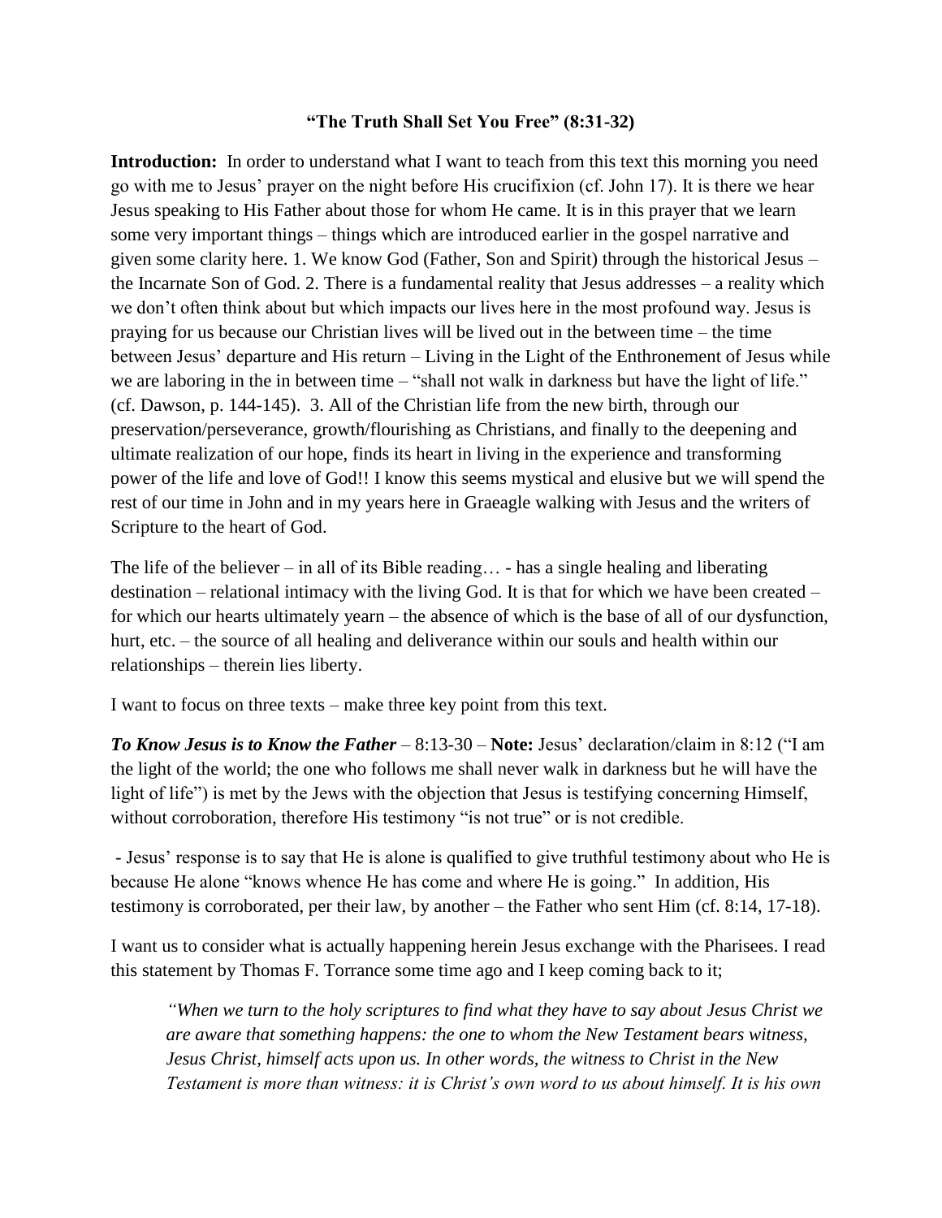## **"The Truth Shall Set You Free" (8:31-32)**

**Introduction:** In order to understand what I want to teach from this text this morning you need go with me to Jesus' prayer on the night before His crucifixion (cf. John 17). It is there we hear Jesus speaking to His Father about those for whom He came. It is in this prayer that we learn some very important things – things which are introduced earlier in the gospel narrative and given some clarity here. 1. We know God (Father, Son and Spirit) through the historical Jesus – the Incarnate Son of God. 2. There is a fundamental reality that Jesus addresses – a reality which we don't often think about but which impacts our lives here in the most profound way. Jesus is praying for us because our Christian lives will be lived out in the between time – the time between Jesus' departure and His return – Living in the Light of the Enthronement of Jesus while we are laboring in the in between time – "shall not walk in darkness but have the light of life." (cf. Dawson, p. 144-145). 3. All of the Christian life from the new birth, through our preservation/perseverance, growth/flourishing as Christians, and finally to the deepening and ultimate realization of our hope, finds its heart in living in the experience and transforming power of the life and love of God!! I know this seems mystical and elusive but we will spend the rest of our time in John and in my years here in Graeagle walking with Jesus and the writers of Scripture to the heart of God.

The life of the believer – in all of its Bible reading… - has a single healing and liberating destination – relational intimacy with the living God. It is that for which we have been created – for which our hearts ultimately yearn – the absence of which is the base of all of our dysfunction, hurt, etc. – the source of all healing and deliverance within our souls and health within our relationships – therein lies liberty.

I want to focus on three texts – make three key point from this text.

***To Know Jesus is to Know the Father*** – 8:13-30 – **Note:** Jesus' declaration/claim in 8:12 ("I am the light of the world; the one who follows me shall never walk in darkness but he will have the light of life") is met by the Jews with the objection that Jesus is testifying concerning Himself, without corroboration, therefore His testimony "is not true" or is not credible.

- Jesus' response is to say that He is alone is qualified to give truthful testimony about who He is because He alone "knows whence He has come and where He is going." In addition, His testimony is corroborated, per their law, by another – the Father who sent Him (cf. 8:14, 17-18).

I want us to consider what is actually happening herein Jesus exchange with the Pharisees. I read this statement by Thomas F. Torrance some time ago and I keep coming back to it;

> *"When we turn to the holy scriptures to find what they have to say about Jesus Christ we are aware that something happens: the one to whom the New Testament bears witness, Jesus Christ, himself acts upon us. In other words, the witness to Christ in the New Testament is more than witness: it is Christ's own word to us about himself. It is his own*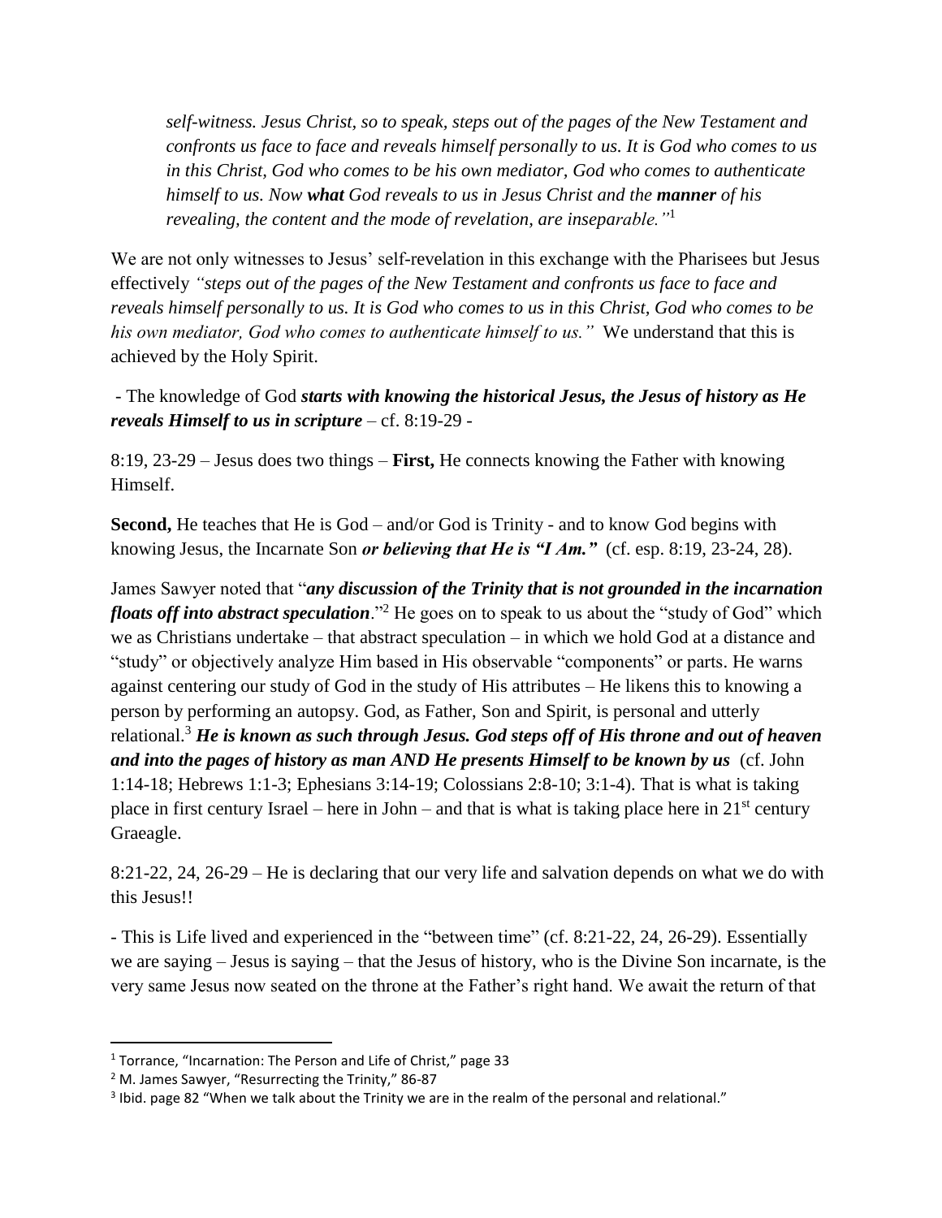*self-witness. Jesus Christ, so to speak, steps out of the pages of the New Testament and confronts us face to face and reveals himself personally to us. It is God who comes to us in this Christ, God who comes to be his own mediator, God who comes to authenticate himself to us. Now **what** God reveals to us in Jesus Christ and the **manner** of his revealing, the content and the mode of revelation, are inseparable."*[1]

We are not only witnesses to Jesus' self-revelation in this exchange with the Pharisees but Jesus effectively *"steps out of the pages of the New Testament and confronts us face to face and reveals himself personally to us. It is God who comes to us in this Christ, God who comes to be his own mediator, God who comes to authenticate himself to us."* We understand that this is achieved by the Holy Spirit.

- The knowledge of God ***starts with knowing the historical Jesus, the Jesus of history as He reveals Himself to us in scripture*** – cf. 8:19-29 -

8:19, 23-29 – Jesus does two things – **First,** He connects knowing the Father with knowing Himself.

**Second,** He teaches that He is God – and/or God is Trinity - and to know God begins with knowing Jesus, the Incarnate Son ***or believing that He is "I Am."*** (cf. esp. 8:19, 23-24, 28).

James Sawyer noted that "***any discussion of the Trinity that is not grounded in the incarnation floats off into abstract speculation***."[2] He goes on to speak to us about the "study of God" which we as Christians undertake – that abstract speculation – in which we hold God at a distance and "study" or objectively analyze Him based in His observable "components" or parts. He warns against centering our study of God in the study of His attributes – He likens this to knowing a person by performing an autopsy. God, as Father, Son and Spirit, is personal and utterly relational.[3] ***He is known as such through Jesus. God steps off of His throne and out of heaven and into the pages of history as man AND He presents Himself to be known by us*** (cf. John 1:14-18; Hebrews 1:1-3; Ephesians 3:14-19; Colossians 2:8-10; 3:1-4). That is what is taking place in first century Israel – here in John – and that is what is taking place here in 21st century Graeagle.

8:21-22, 24, 26-29 – He is declaring that our very life and salvation depends on what we do with this Jesus!!

- This is Life lived and experienced in the "between time" (cf. 8:21-22, 24, 26-29). Essentially we are saying – Jesus is saying – that the Jesus of history, who is the Divine Son incarnate, is the very same Jesus now seated on the throne at the Father's right hand. We await the return of that

---

[1] Torrance, "Incarnation: The Person and Life of Christ," page 33

[2] M. James Sawyer, "Resurrecting the Trinity," 86-87

[3] Ibid. page 82 "When we talk about the Trinity we are in the realm of the personal and relational."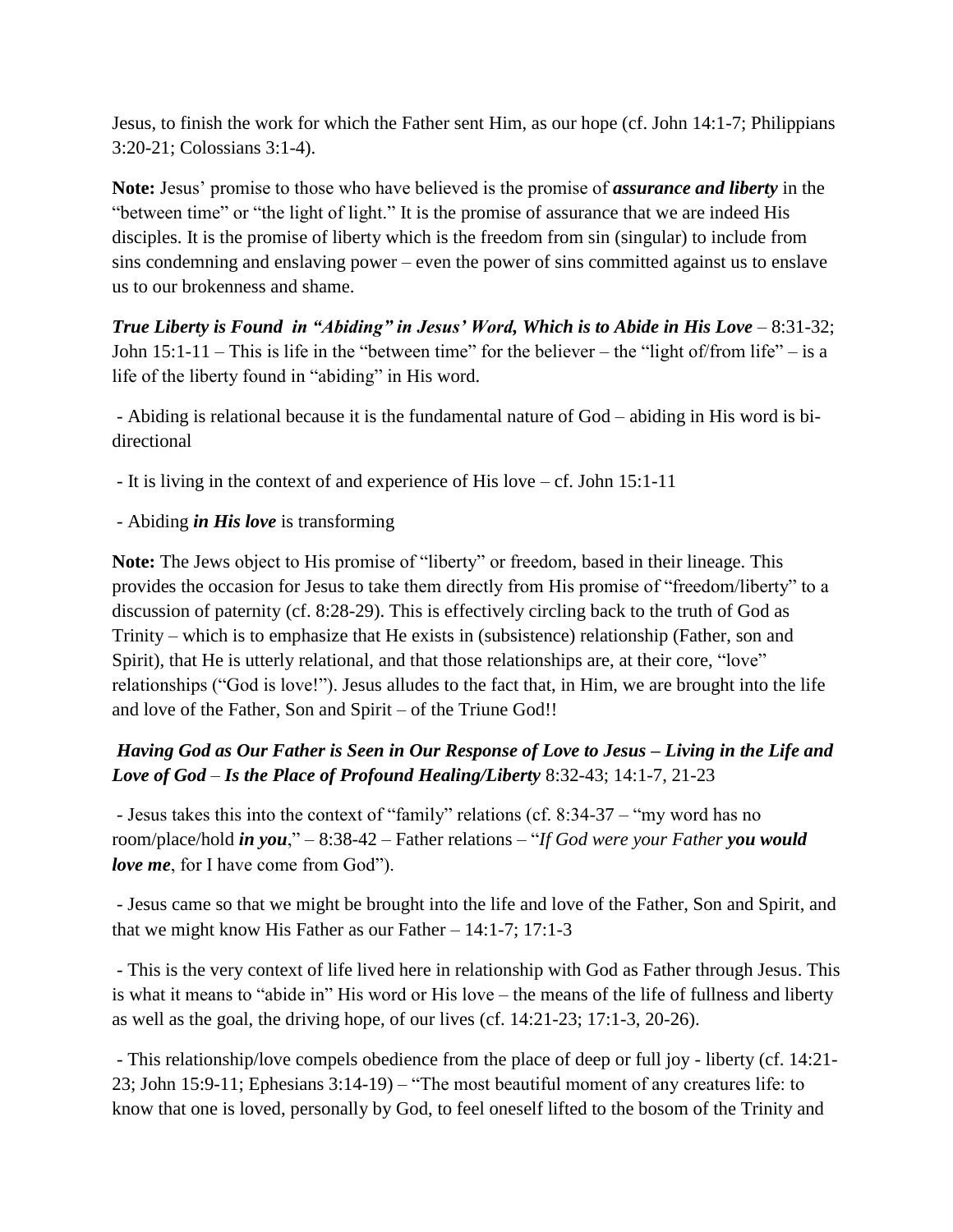Jesus, to finish the work for which the Father sent Him, as our hope (cf. John 14:1-7; Philippians 3:20-21; Colossians 3:1-4).

**Note:** Jesus' promise to those who have believed is the promise of ***assurance and liberty*** in the "between time" or "the light of light." It is the promise of assurance that we are indeed His disciples. It is the promise of liberty which is the freedom from sin (singular) to include from sins condemning and enslaving power – even the power of sins committed against us to enslave us to our brokenness and shame.

***True Liberty is Found in "Abiding" in Jesus' Word, Which is to Abide in His Love*** – 8:31-32; John 15:1-11 – This is life in the "between time" for the believer – the "light of/from life" – is a life of the liberty found in "abiding" in His word.

- Abiding is relational because it is the fundamental nature of God – abiding in His word is bi-directional
- It is living in the context of and experience of His love – cf. John 15:1-11
- Abiding ***in His love*** is transforming

**Note:** The Jews object to His promise of "liberty" or freedom, based in their lineage. This provides the occasion for Jesus to take them directly from His promise of "freedom/liberty" to a discussion of paternity (cf. 8:28-29). This is effectively circling back to the truth of God as Trinity – which is to emphasize that He exists in (subsistence) relationship (Father, son and Spirit), that He is utterly relational, and that those relationships are, at their core, "love" relationships ("God is love!"). Jesus alludes to the fact that, in Him, we are brought into the life and love of the Father, Son and Spirit – of the Triune God!!

***Having God as Our Father is Seen in Our Response of Love to Jesus – Living in the Life and Love of God*** – ***Is the Place of Profound Healing/Liberty*** 8:32-43; 14:1-7, 21-23

- Jesus takes this into the context of "family" relations (cf. 8:34-37 – "my word has no room/place/hold ***in you***," – 8:38-42 – Father relations – "*If God were your Father **you would love me***, for I have come from God").
- Jesus came so that we might be brought into the life and love of the Father, Son and Spirit, and that we might know His Father as our Father – 14:1-7; 17:1-3
- This is the very context of life lived here in relationship with God as Father through Jesus. This is what it means to "abide in" His word or His love – the means of the life of fullness and liberty as well as the goal, the driving hope, of our lives (cf. 14:21-23; 17:1-3, 20-26).
- This relationship/love compels obedience from the place of deep or full joy - liberty (cf. 14:21-23; John 15:9-11; Ephesians 3:14-19) – "The most beautiful moment of any creatures life: to know that one is loved, personally by God, to feel oneself lifted to the bosom of the Trinity and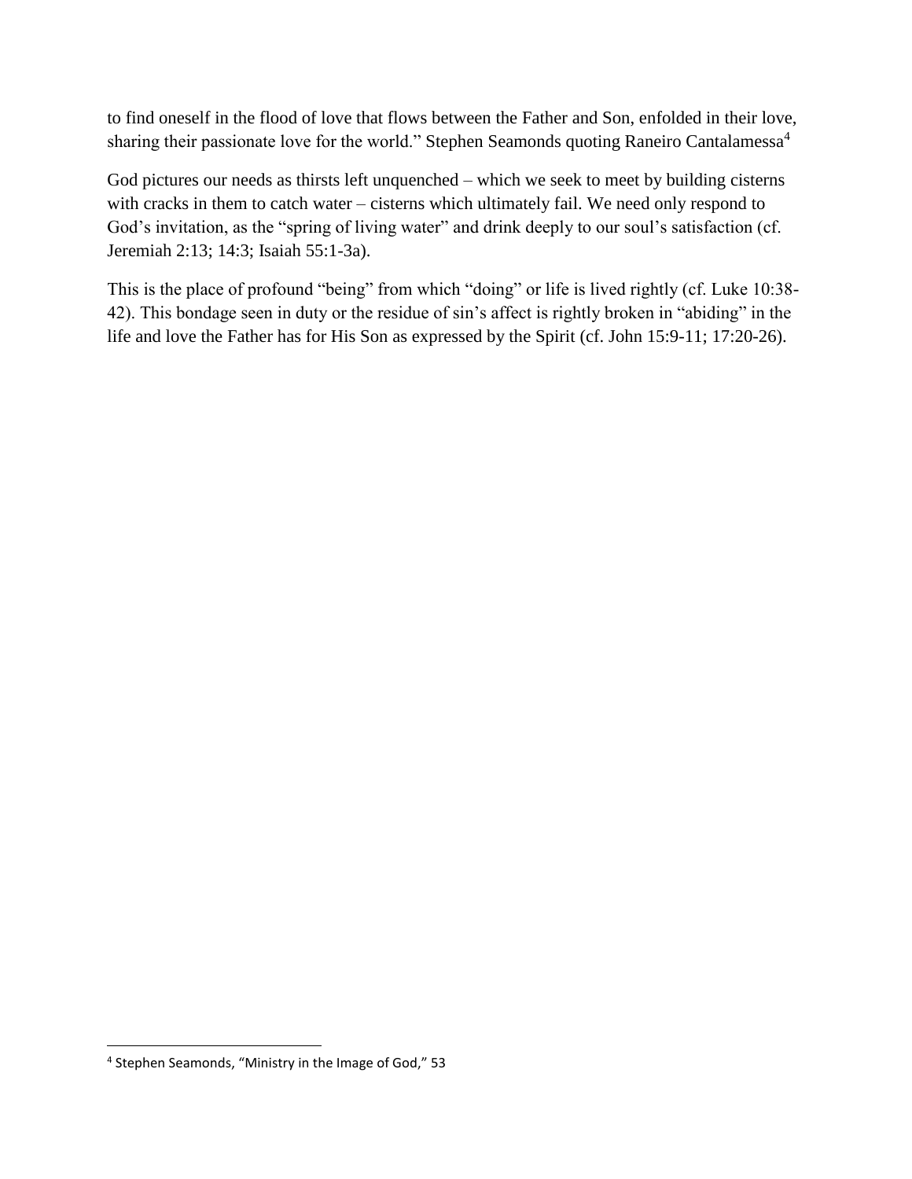to find oneself in the flood of love that flows between the Father and Son, enfolded in their love, sharing their passionate love for the world." Stephen Seamonds quoting Raneiro Cantalamessa[4]

God pictures our needs as thirsts left unquenched – which we seek to meet by building cisterns with cracks in them to catch water – cisterns which ultimately fail. We need only respond to God's invitation, as the "spring of living water" and drink deeply to our soul's satisfaction (cf. Jeremiah 2:13; 14:3; Isaiah 55:1-3a).

This is the place of profound "being" from which "doing" or life is lived rightly (cf. Luke 10:38-42). This bondage seen in duty or the residue of sin's affect is rightly broken in "abiding" in the life and love the Father has for His Son as expressed by the Spirit (cf. John 15:9-11; 17:20-26).

---

[4] Stephen Seamonds, "Ministry in the Image of God," 53